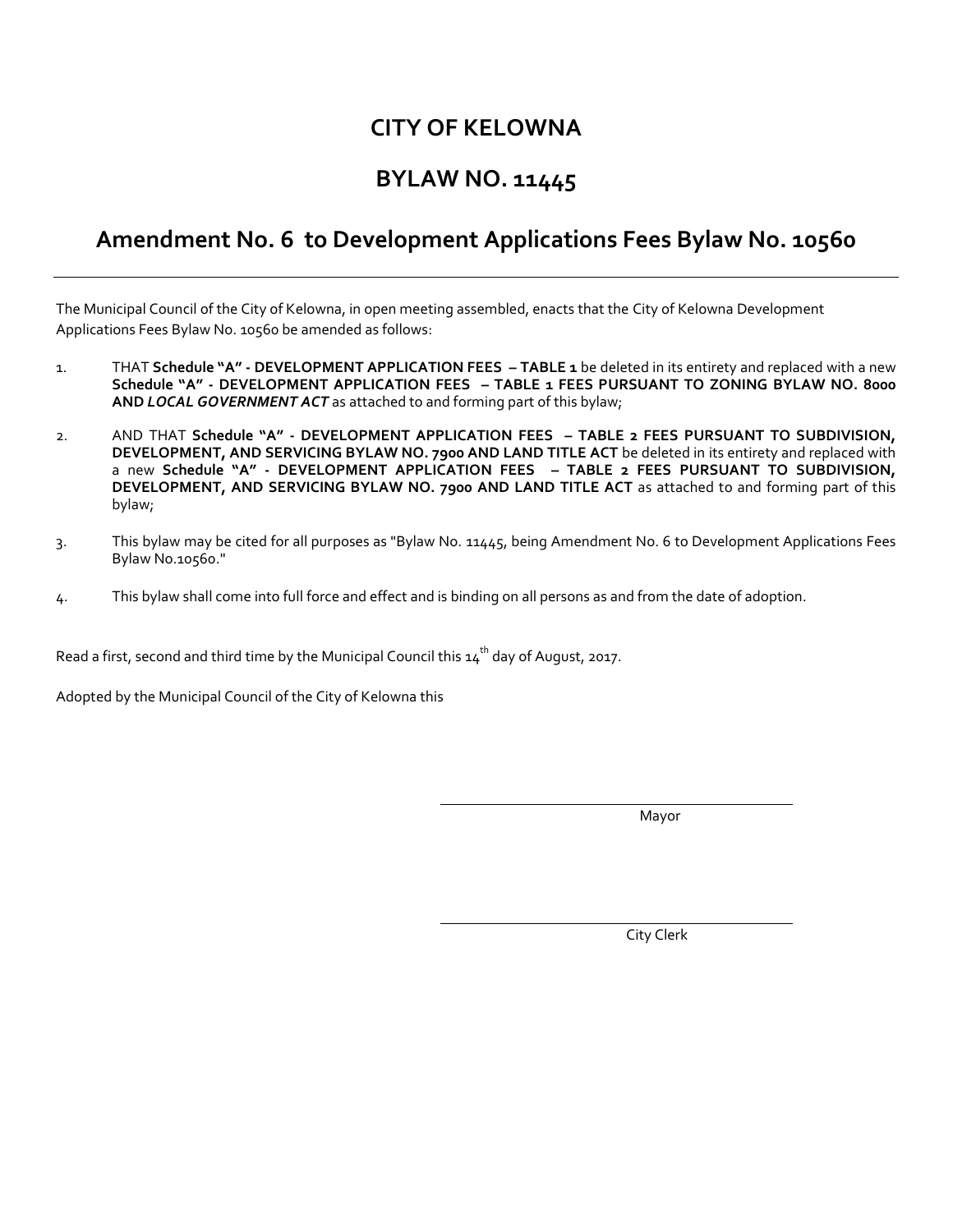# CITY OF KELOWNA

## BYLAW NO. 11445

## Amendment No. 6 to Development Applications Fees Bylaw No. 10560

---

The Municipal Council of the City of Kelowna, in open meeting assembled, enacts that the City of Kelowna Development Applications Fees Bylaw No. 10560 be amended as follows:

1. THAT **Schedule "A" - DEVELOPMENT APPLICATION FEES – TABLE 1** be deleted in its entirety and replaced with a new **Schedule "A" - DEVELOPMENT APPLICATION FEES – TABLE 1 FEES PURSUANT TO ZONING BYLAW NO. 8000 AND *LOCAL GOVERNMENT ACT*** as attached to and forming part of this bylaw;

2. AND THAT **Schedule "A" - DEVELOPMENT APPLICATION FEES – TABLE 2 FEES PURSUANT TO SUBDIVISION, DEVELOPMENT, AND SERVICING BYLAW NO. 7900 AND LAND TITLE ACT** be deleted in its entirety and replaced with a new **Schedule "A" - DEVELOPMENT APPLICATION FEES – TABLE 2 FEES PURSUANT TO SUBDIVISION, DEVELOPMENT, AND SERVICING BYLAW NO. 7900 AND LAND TITLE ACT** as attached to and forming part of this bylaw;

3. This bylaw may be cited for all purposes as "Bylaw No. 11445, being Amendment No. 6 to Development Applications Fees Bylaw No.10560."

4. This bylaw shall come into full force and effect and is binding on all persons as and from the date of adoption.

Read a first, second and third time by the Municipal Council this 14th day of August, 2017.

Adopted by the Municipal Council of the City of Kelowna this

Mayor

City Clerk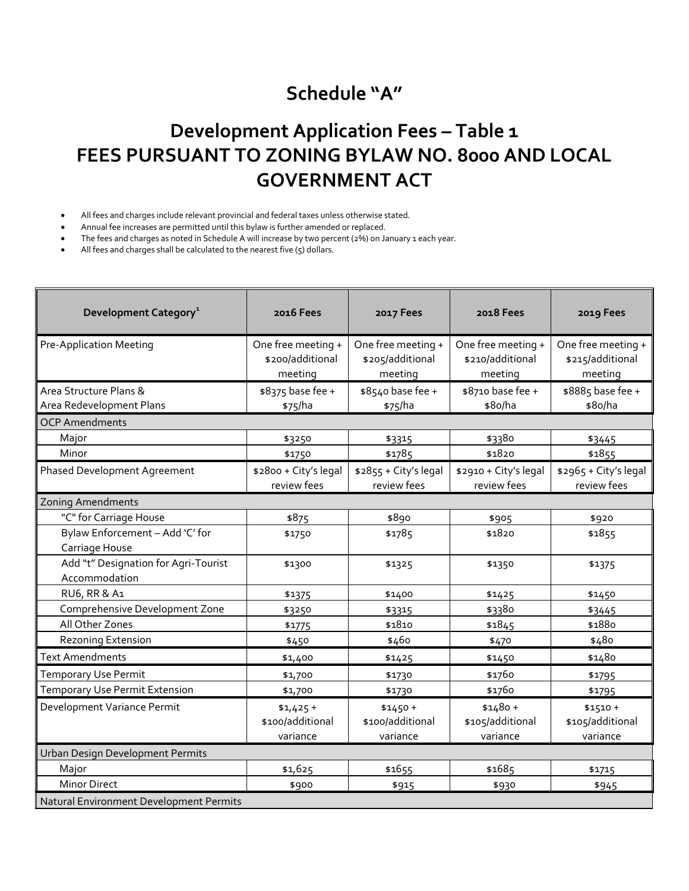# Schedule "A"

## Development Application Fees – Table 1
## FEES PURSUANT TO ZONING BYLAW NO. 8000 AND LOCAL GOVERNMENT ACT

- All fees and charges include relevant provincial and federal taxes unless otherwise stated.
- Annual fee increases are permitted until this bylaw is further amended or replaced.
- The fees and charges as noted in Schedule A will increase by two percent (2%) on January 1 each year.
- All fees and charges shall be calculated to the nearest five (5) dollars.

| Development Category[1] | 2016 Fees | 2017 Fees | 2018 Fees | 2019 Fees |
|---|---|---|---|---|
| Pre-Application Meeting | One free meeting + $200/additional meeting | One free meeting + $205/additional meeting | One free meeting + $210/additional meeting | One free meeting + $215/additional meeting |
| Area Structure Plans & Area Redevelopment Plans | $8375 base fee + $75/ha | $8540 base fee + $75/ha | $8710 base fee + $80/ha | $8885 base fee + $80/ha |
| OCP Amendments | | | | |
| Major | $3250 | $3315 | $3380 | $3445 |
| Minor | $1750 | $1785 | $1820 | $1855 |
| Phased Development Agreement | $2800 + City's legal review fees | $2855 + City's legal review fees | $2910 + City's legal review fees | $2965 + City's legal review fees |
| Zoning Amendments | | | | |
| "C" for Carriage House | $875 | $890 | $905 | $920 |
| Bylaw Enforcement – Add 'C' for Carriage House | $1750 | $1785 | $1820 | $1855 |
| Add "t" Designation for Agri-Tourist Accommodation | $1300 | $1325 | $1350 | $1375 |
| RU6, RR & A1 | $1375 | $1400 | $1425 | $1450 |
| Comprehensive Development Zone | $3250 | $3315 | $3380 | $3445 |
| All Other Zones | $1775 | $1810 | $1845 | $1880 |
| Rezoning Extension | $450 | $460 | $470 | $480 |
| Text Amendments | $1,400 | $1425 | $1450 | $1480 |
| Temporary Use Permit | $1,700 | $1730 | $1760 | $1795 |
| Temporary Use Permit Extension | $1,700 | $1730 | $1760 | $1795 |
| Development Variance Permit | $1,425 + $100/additional variance | $1450 + $100/additional variance | $1480 + $105/additional variance | $1510 + $105/additional variance |
| Urban Design Development Permits | | | | |
| Major | $1,625 | $1655 | $1685 | $1715 |
| Minor Direct | $900 | $915 | $930 | $945 |
| Natural Environment Development Permits | | | | |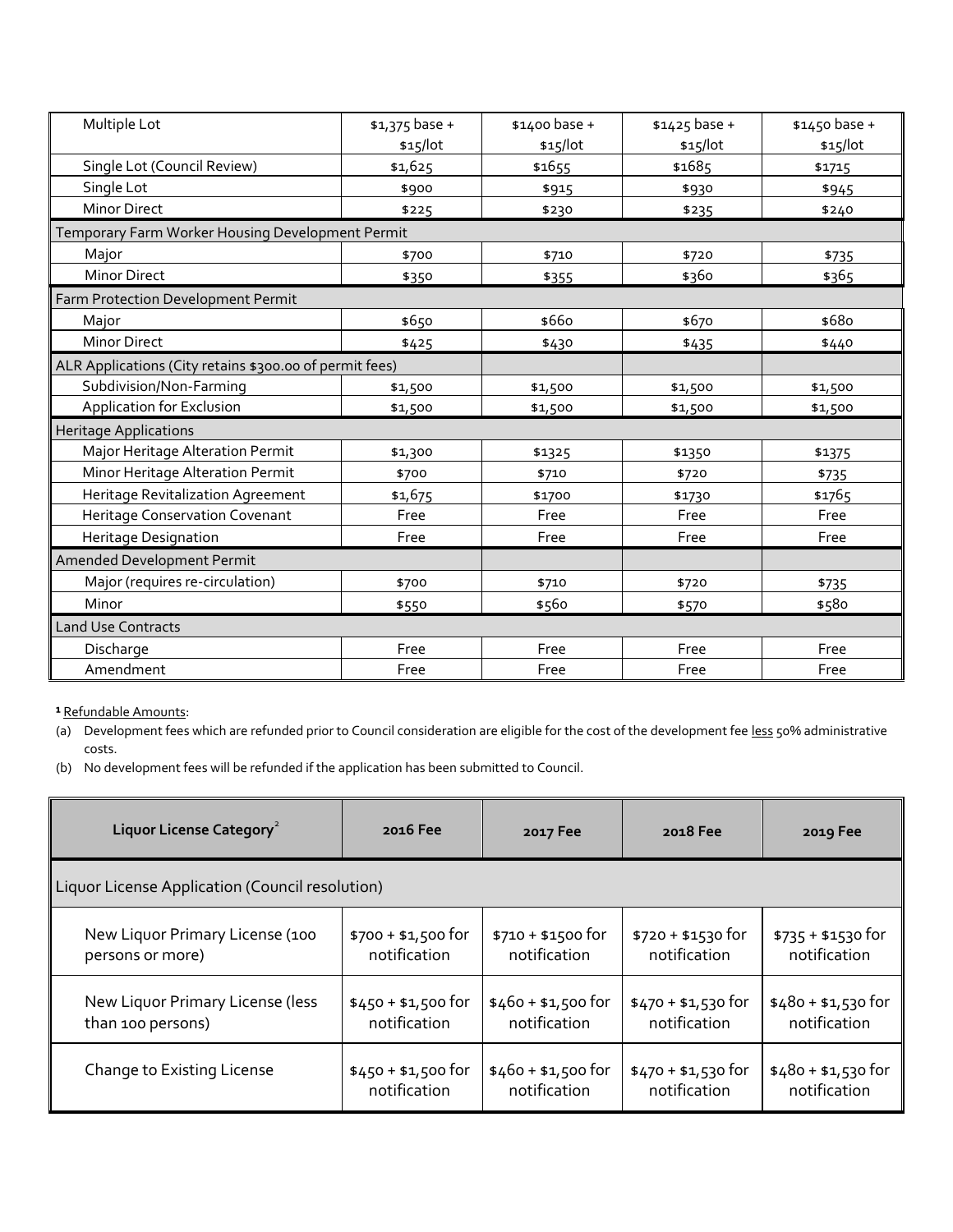| | | | | |
|---|---|---|---|---|
| Multiple Lot | $1,375 base + $15/lot | $1400 base + $15/lot | $1425 base + $15/lot | $1450 base + $15/lot |
| Single Lot (Council Review) | $1,625 | $1655 | $1685 | $1715 |
| Single Lot | $900 | $915 | $930 | $945 |
| Minor Direct | $225 | $230 | $235 | $240 |
| Temporary Farm Worker Housing Development Permit | | | | |
| Major | $700 | $710 | $720 | $735 |
| Minor Direct | $350 | $355 | $360 | $365 |
| Farm Protection Development Permit | | | | |
| Major | $650 | $660 | $670 | $680 |
| Minor Direct | $425 | $430 | $435 | $440 |
| ALR Applications (City retains $300.00 of permit fees) | | | | |
| Subdivision/Non-Farming | $1,500 | $1,500 | $1,500 | $1,500 |
| Application for Exclusion | $1,500 | $1,500 | $1,500 | $1,500 |
| Heritage Applications | | | | |
| Major Heritage Alteration Permit | $1,300 | $1325 | $1350 | $1375 |
| Minor Heritage Alteration Permit | $700 | $710 | $720 | $735 |
| Heritage Revitalization Agreement | $1,675 | $1700 | $1730 | $1765 |
| Heritage Conservation Covenant | Free | Free | Free | Free |
| Heritage Designation | Free | Free | Free | Free |
| Amended Development Permit | | | | |
| Major (requires re-circulation) | $700 | $710 | $720 | $735 |
| Minor | $550 | $560 | $570 | $580 |
| Land Use Contracts | | | | |
| Discharge | Free | Free | Free | Free |
| Amendment | Free | Free | Free | Free |

**1** Refundable Amounts:

(a) Development fees which are refunded prior to Council consideration are eligible for the cost of the development fee less 50% administrative costs.

(b) No development fees will be refunded if the application has been submitted to Council.

| Liquor License Category[2] | 2016 Fee | 2017 Fee | 2018 Fee | 2019 Fee |
|---|---|---|---|---|
| Liquor License Application (Council resolution) | | | | |
| New Liquor Primary License (100 persons or more) | $700 + $1,500 for notification | $710 + $1500 for notification | $720 + $1530 for notification | $735 + $1530 for notification |
| New Liquor Primary License (less than 100 persons) | $450 + $1,500 for notification | $460 + $1,500 for notification | $470 + $1,530 for notification | $480 + $1,530 for notification |
| Change to Existing License | $450 + $1,500 for notification | $460 + $1,500 for notification | $470 + $1,530 for notification | $480 + $1,530 for notification |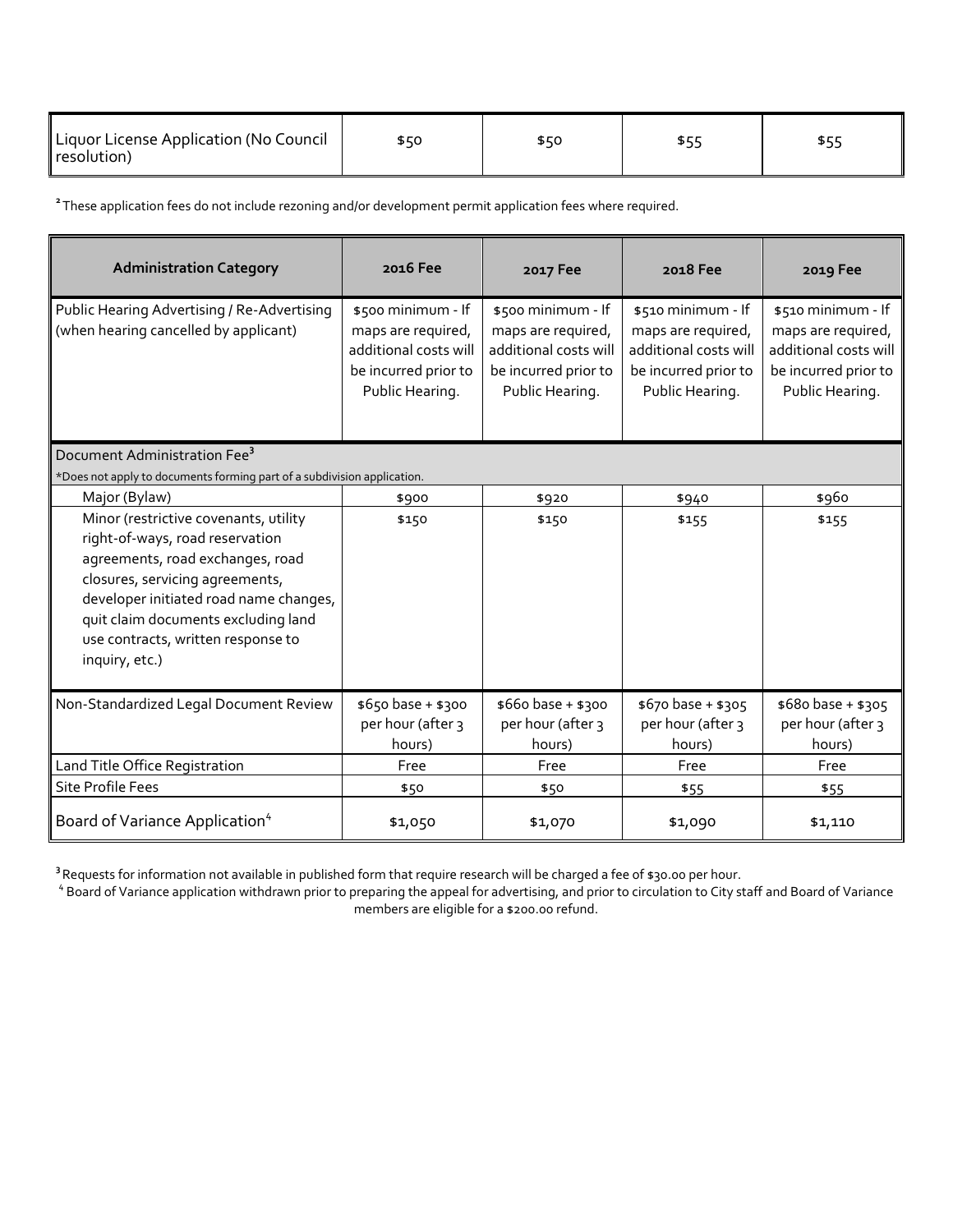| Liquor License Application (No Council resolution) | $50 | $50 | $55 | $55 |
|---|---|---|---|---|

[2] These application fees do not include rezoning and/or development permit application fees where required.

| Administration Category | 2016 Fee | 2017 Fee | 2018 Fee | 2019 Fee |
|---|---|---|---|---|
| Public Hearing Advertising / Re-Advertising (when hearing cancelled by applicant) | $500 minimum - If maps are required, additional costs will be incurred prior to Public Hearing. | $500 minimum - If maps are required, additional costs will be incurred prior to Public Hearing. | $510 minimum - If maps are required, additional costs will be incurred prior to Public Hearing. | $510 minimum - If maps are required, additional costs will be incurred prior to Public Hearing. |
| Document Administration Fee[3] *Does not apply to documents forming part of a subdivision application. | | | | |
| Major (Bylaw) | $900 | $920 | $940 | $960 |
| Minor (restrictive covenants, utility right-of-ways, road reservation agreements, road exchanges, road closures, servicing agreements, developer initiated road name changes, quit claim documents excluding land use contracts, written response to inquiry, etc.) | $150 | $150 | $155 | $155 |
| Non-Standardized Legal Document Review | $650 base + $300 per hour (after 3 hours) | $660 base + $300 per hour (after 3 hours) | $670 base + $305 per hour (after 3 hours) | $680 base + $305 per hour (after 3 hours) |
| Land Title Office Registration | Free | Free | Free | Free |
| Site Profile Fees | $50 | $50 | $55 | $55 |
| Board of Variance Application[4] | $1,050 | $1,070 | $1,090 | $1,110 |

[3] Requests for information not available in published form that require research will be charged a fee of $30.00 per hour.

[4] Board of Variance application withdrawn prior to preparing the appeal for advertising, and prior to circulation to City staff and Board of Variance members are eligible for a $200.00 refund.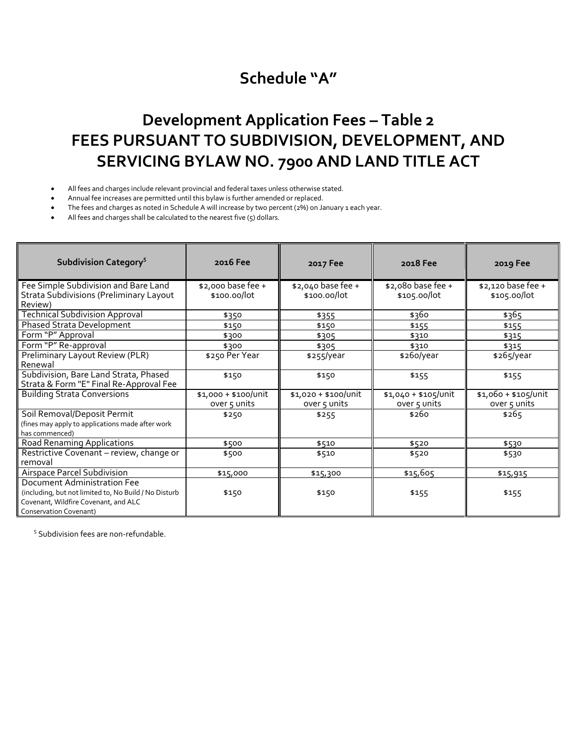# Schedule "A"

## Development Application Fees – Table 2
## FEES PURSUANT TO SUBDIVISION, DEVELOPMENT, AND SERVICING BYLAW NO. 7900 AND LAND TITLE ACT

- All fees and charges include relevant provincial and federal taxes unless otherwise stated.
- Annual fee increases are permitted until this bylaw is further amended or replaced.
- The fees and charges as noted in Schedule A will increase by two percent (2%) on January 1 each year.
- All fees and charges shall be calculated to the nearest five (5) dollars.

| Subdivision Category[5] | 2016 Fee | 2017 Fee | 2018 Fee | 2019 Fee |
|---|---|---|---|---|
| Fee Simple Subdivision and Bare Land Strata Subdivisions (Preliminary Layout Review) | $2,000 base fee + $100.00/lot | $2,040 base fee + $100.00/lot | $2,080 base fee + $105.00/lot | $2,120 base fee + $105.00/lot |
| Technical Subdivision Approval | $350 | $355 | $360 | $365 |
| Phased Strata Development | $150 | $150 | $155 | $155 |
| Form "P" Approval | $300 | $305 | $310 | $315 |
| Form "P" Re-approval | $300 | $305 | $310 | $315 |
| Preliminary Layout Review (PLR) Renewal | $250 Per Year | $255/year | $260/year | $265/year |
| Subdivision, Bare Land Strata, Phased Strata & Form "E" Final Re-Approval Fee | $150 | $150 | $155 | $155 |
| Building Strata Conversions | $1,000 + $100/unit over 5 units | $1,020 + $100/unit over 5 units | $1,040 + $105/unit over 5 units | $1,060 + $105/unit over 5 units |
| Soil Removal/Deposit Permit (fines may apply to applications made after work has commenced) | $250 | $255 | $260 | $265 |
| Road Renaming Applications | $500 | $510 | $520 | $530 |
| Restrictive Covenant – review, change or removal | $500 | $510 | $520 | $530 |
| Airspace Parcel Subdivision | $15,000 | $15,300 | $15,605 | $15,915 |
| Document Administration Fee (including, but not limited to, No Build / No Disturb Covenant, Wildfire Covenant, and ALC Conservation Covenant) | $150 | $150 | $155 | $155 |

[5] Subdivision fees are non-refundable.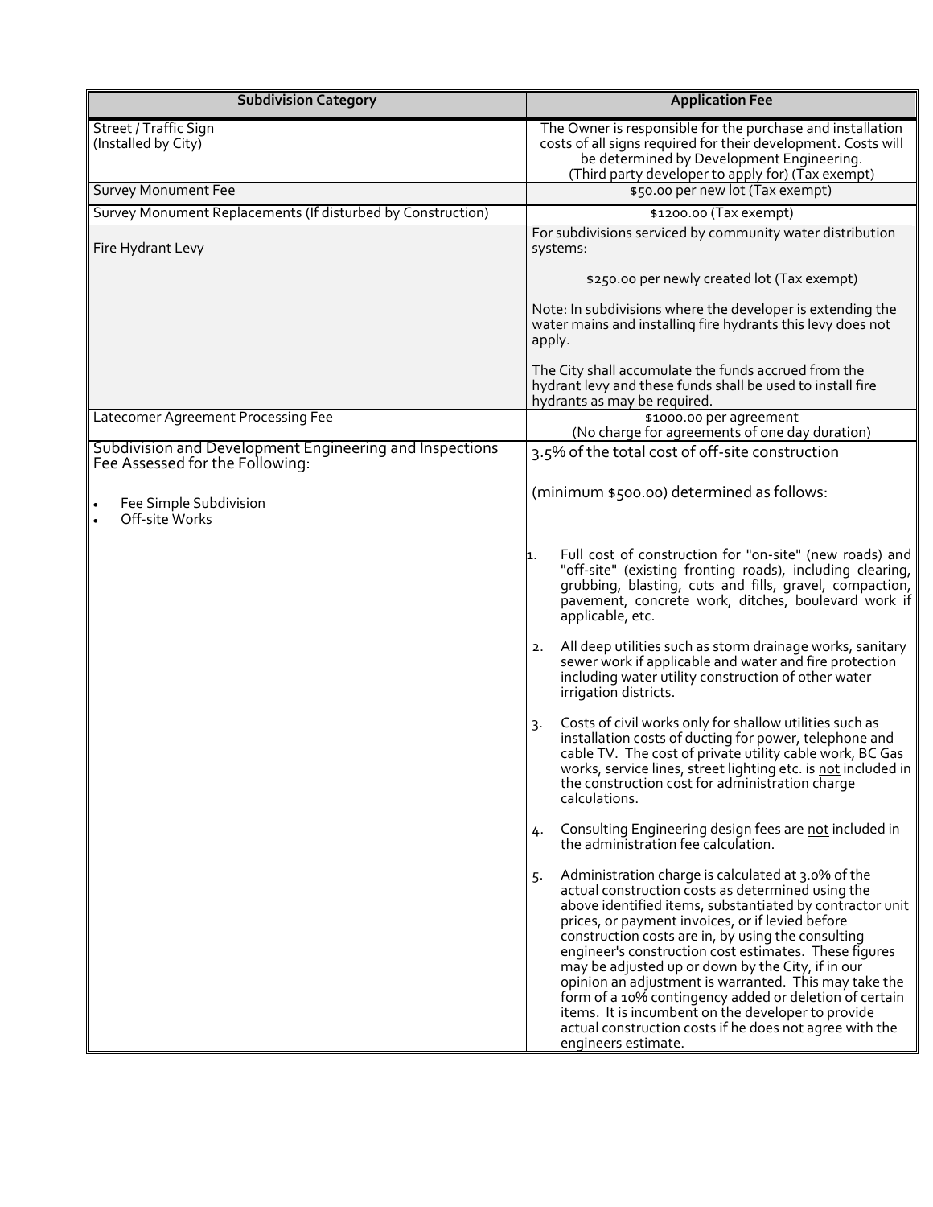| Subdivision Category | Application Fee |
|---|---|
| Street / Traffic Sign (Installed by City) | The Owner is responsible for the purchase and installation costs of all signs required for their development. Costs will be determined by Development Engineering. (Third party developer to apply for) (Tax exempt) |
| Survey Monument Fee | $50.00 per new lot (Tax exempt) |
| Survey Monument Replacements (If disturbed by Construction) | $1200.00 (Tax exempt) |
| Fire Hydrant Levy | For subdivisions serviced by community water distribution systems:<br><br>$250.00 per newly created lot (Tax exempt)<br><br>Note: In subdivisions where the developer is extending the water mains and installing fire hydrants this levy does not apply.<br><br>The City shall accumulate the funds accrued from the hydrant levy and these funds shall be used to install fire hydrants as may be required. |
| Latecomer Agreement Processing Fee | $1000.00 per agreement (No charge for agreements of one day duration) |
| Subdivision and Development Engineering and Inspections Fee Assessed for the Following:<br><br>• Fee Simple Subdivision<br>• Off-site Works | 3.5% of the total cost of off-site construction<br><br>(minimum $500.00) determined as follows:<br><br>1. Full cost of construction for "on-site" (new roads) and "off-site" (existing fronting roads), including clearing, grubbing, blasting, cuts and fills, gravel, compaction, pavement, concrete work, ditches, boulevard work if applicable, etc.<br><br>2. All deep utilities such as storm drainage works, sanitary sewer work if applicable and water and fire protection including water utility construction of other water irrigation districts.<br><br>3. Costs of civil works only for shallow utilities such as installation costs of ducting for power, telephone and cable TV. The cost of private utility cable work, BC Gas works, service lines, street lighting etc. is not included in the construction cost for administration charge calculations.<br><br>4. Consulting Engineering design fees are not included in the administration fee calculation.<br><br>5. Administration charge is calculated at 3.0% of the actual construction costs as determined using the above identified items, substantiated by contractor unit prices, or payment invoices, or if levied before construction costs are in, by using the consulting engineer's construction cost estimates. These figures may be adjusted up or down by the City, if in our opinion an adjustment is warranted. This may take the form of a 10% contingency added or deletion of certain items. It is incumbent on the developer to provide actual construction costs if he does not agree with the engineers estimate. |